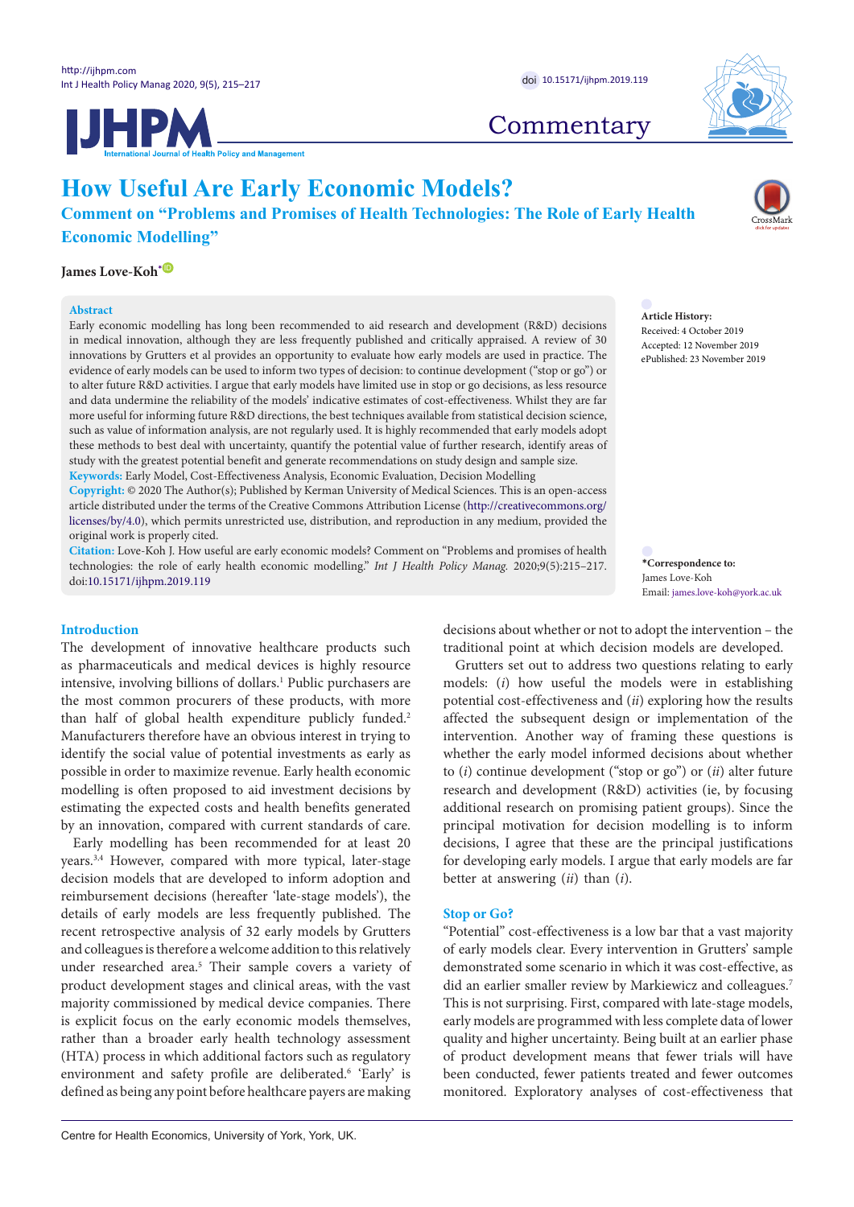# How Useful Are Early Economic Models?

## Comment on "Problems and Promises of Health Technologies: The Role of Early Health Economic Modelling"

**James Love-Koh***

**Abstract**

Early economic modelling has long been recommended to aid research and development (R&D) decisions in medical innovation, although they are less frequently published and critically appraised. A review of 30 innovations by Grutters et al provides an opportunity to evaluate how early models are used in practice. The evidence of early models can be used to inform two types of decision: to continue development ("stop or go") or to alter future R&D activities. I argue that early models have limited use in stop or go decisions, as less resource and data undermine the reliability of the models' indicative estimates of cost-effectiveness. Whilst they are far more useful for informing future R&D directions, the best techniques available from statistical decision science, such as value of information analysis, are not regularly used. It is highly recommended that early models adopt these methods to best deal with uncertainty, quantify the potential value of further research, identify areas of study with the greatest potential benefit and generate recommendations on study design and sample size.

**Keywords:** Early Model, Cost-Effectiveness Analysis, Economic Evaluation, Decision Modelling

**Copyright:** © 2020 The Author(s); Published by Kerman University of Medical Sciences. This is an open-access article distributed under the terms of the Creative Commons Attribution License (http://creativecommons.org/licenses/by/4.0), which permits unrestricted use, distribution, and reproduction in any medium, provided the original work is properly cited.

**Citation:** Love-Koh J. How useful are early economic models? Comment on "Problems and promises of health technologies: the role of early health economic modelling." *Int J Health Policy Manag.* 2020;9(5):215–217. doi:10.15171/ijhpm.2019.119

**Article History:**
Received: 4 October 2019
Accepted: 12 November 2019
ePublished: 23 November 2019

***Correspondence to:**
James Love-Koh
Email: james.love-koh@york.ac.uk

Centre for Health Economics, University of York, York, UK.

## Introduction

The development of innovative healthcare products such as pharmaceuticals and medical devices is highly resource intensive, involving billions of dollars.[1] Public purchasers are the most common procurers of these products, with more than half of global health expenditure publicly funded.[2] Manufacturers therefore have an obvious interest in trying to identify the social value of potential investments as early as possible in order to maximize revenue. Early health economic modelling is often proposed to aid investment decisions by estimating the expected costs and health benefits generated by an innovation, compared with current standards of care.

Early modelling has been recommended for at least 20 years.[3,4] However, compared with more typical, later-stage decision models that are developed to inform adoption and reimbursement decisions (hereafter 'late-stage models'), the details of early models are less frequently published. The recent retrospective analysis of 32 early models by Grutters and colleagues is therefore a welcome addition to this relatively under researched area.[5] Their sample covers a variety of product development stages and clinical areas, with the vast majority commissioned by medical device companies. There is explicit focus on the early economic models themselves, rather than a broader early health technology assessment (HTA) process in which additional factors such as regulatory environment and safety profile are deliberated.[6] 'Early' is defined as being any point before healthcare payers are making decisions about whether or not to adopt the intervention – the traditional point at which decision models are developed.

Grutters set out to address two questions relating to early models: (*i*) how useful the models were in establishing potential cost-effectiveness and (*ii*) exploring how the results affected the subsequent design or implementation of the intervention. Another way of framing these questions is whether the early model informed decisions about whether to (*i*) continue development ("stop or go") or (*ii*) alter future research and development (R&D) activities (ie, by focusing additional research on promising patient groups). Since the principal motivation for decision modelling is to inform decisions, I agree that these are the principal justifications for developing early models. I argue that early models are far better at answering (*ii*) than (*i*).

## Stop or Go?

"Potential" cost-effectiveness is a low bar that a vast majority of early models clear. Every intervention in Grutters' sample demonstrated some scenario in which it was cost-effective, as did an earlier smaller review by Markiewicz and colleagues.[7] This is not surprising. First, compared with late-stage models, early models are programmed with less complete data of lower quality and higher uncertainty. Being built at an earlier phase of product development means that fewer trials will have been conducted, fewer patients treated and fewer outcomes monitored. Exploratory analyses of cost-effectiveness that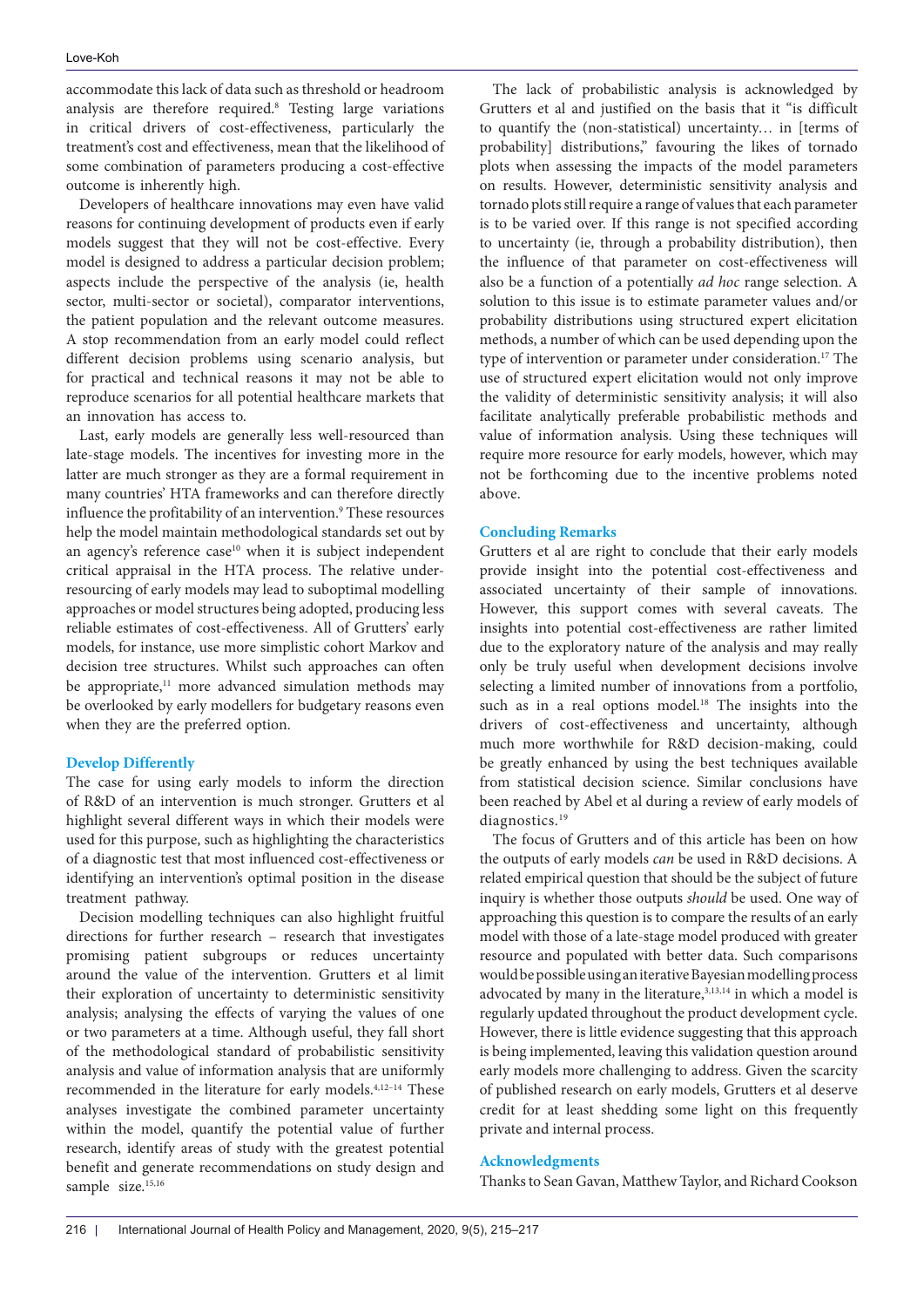accommodate this lack of data such as threshold or headroom analysis are therefore required.[8] Testing large variations in critical drivers of cost-effectiveness, particularly the treatment's cost and effectiveness, mean that the likelihood of some combination of parameters producing a cost-effective outcome is inherently high.

Developers of healthcare innovations may even have valid reasons for continuing development of products even if early models suggest that they will not be cost-effective. Every model is designed to address a particular decision problem; aspects include the perspective of the analysis (ie, health sector, multi-sector or societal), comparator interventions, the patient population and the relevant outcome measures. A stop recommendation from an early model could reflect different decision problems using scenario analysis, but for practical and technical reasons it may not be able to reproduce scenarios for all potential healthcare markets that an innovation has access to.

Last, early models are generally less well-resourced than late-stage models. The incentives for investing more in the latter are much stronger as they are a formal requirement in many countries' HTA frameworks and can therefore directly influence the profitability of an intervention.[9] These resources help the model maintain methodological standards set out by an agency's reference case[10] when it is subject independent critical appraisal in the HTA process. The relative under-resourcing of early models may lead to suboptimal modelling approaches or model structures being adopted, producing less reliable estimates of cost-effectiveness. All of Grutters' early models, for instance, use more simplistic cohort Markov and decision tree structures. Whilst such approaches can often be appropriate,[11] more advanced simulation methods may be overlooked by early modellers for budgetary reasons even when they are the preferred option.

## Develop Differently

The case for using early models to inform the direction of R&D of an intervention is much stronger. Grutters et al highlight several different ways in which their models were used for this purpose, such as highlighting the characteristics of a diagnostic test that most influenced cost-effectiveness or identifying an intervention's optimal position in the disease treatment pathway.

Decision modelling techniques can also highlight fruitful directions for further research – research that investigates promising patient subgroups or reduces uncertainty around the value of the intervention. Grutters et al limit their exploration of uncertainty to deterministic sensitivity analysis; analysing the effects of varying the values of one or two parameters at a time. Although useful, they fall short of the methodological standard of probabilistic sensitivity analysis and value of information analysis that are uniformly recommended in the literature for early models.[4,12–14] These analyses investigate the combined parameter uncertainty within the model, quantify the potential value of further research, identify areas of study with the greatest potential benefit and generate recommendations on study design and sample size.[15,16]

The lack of probabilistic analysis is acknowledged by Grutters et al and justified on the basis that it "is difficult to quantify the (non-statistical) uncertainty… in [terms of probability] distributions," favouring the likes of tornado plots when assessing the impacts of the model parameters on results. However, deterministic sensitivity analysis and tornado plots still require a range of values that each parameter is to be varied over. If this range is not specified according to uncertainty (ie, through a probability distribution), then the influence of that parameter on cost-effectiveness will also be a function of a potentially *ad hoc* range selection. A solution to this issue is to estimate parameter values and/or probability distributions using structured expert elicitation methods, a number of which can be used depending upon the type of intervention or parameter under consideration.[17] The use of structured expert elicitation would not only improve the validity of deterministic sensitivity analysis; it will also facilitate analytically preferable probabilistic methods and value of information analysis. Using these techniques will require more resource for early models, however, which may not be forthcoming due to the incentive problems noted above.

## Concluding Remarks

Grutters et al are right to conclude that their early models provide insight into the potential cost-effectiveness and associated uncertainty of their sample of innovations. However, this support comes with several caveats. The insights into potential cost-effectiveness are rather limited due to the exploratory nature of the analysis and may really only be truly useful when development decisions involve selecting a limited number of innovations from a portfolio, such as in a real options model.[18] The insights into the drivers of cost-effectiveness and uncertainty, although much more worthwhile for R&D decision-making, could be greatly enhanced by using the best techniques available from statistical decision science. Similar conclusions have been reached by Abel et al during a review of early models of diagnostics.[19]

The focus of Grutters and of this article has been on how the outputs of early models *can* be used in R&D decisions. A related empirical question that should be the subject of future inquiry is whether those outputs *should* be used. One way of approaching this question is to compare the results of an early model with those of a late-stage model produced with greater resource and populated with better data. Such comparisons would be possible using an iterative Bayesian modelling process advocated by many in the literature,[3,13,14] in which a model is regularly updated throughout the product development cycle. However, there is little evidence suggesting that this approach is being implemented, leaving this validation question around early models more challenging to address. Given the scarcity of published research on early models, Grutters et al deserve credit for at least shedding some light on this frequently private and internal process.

## Acknowledgments

Thanks to Sean Gavan, Matthew Taylor, and Richard Cookson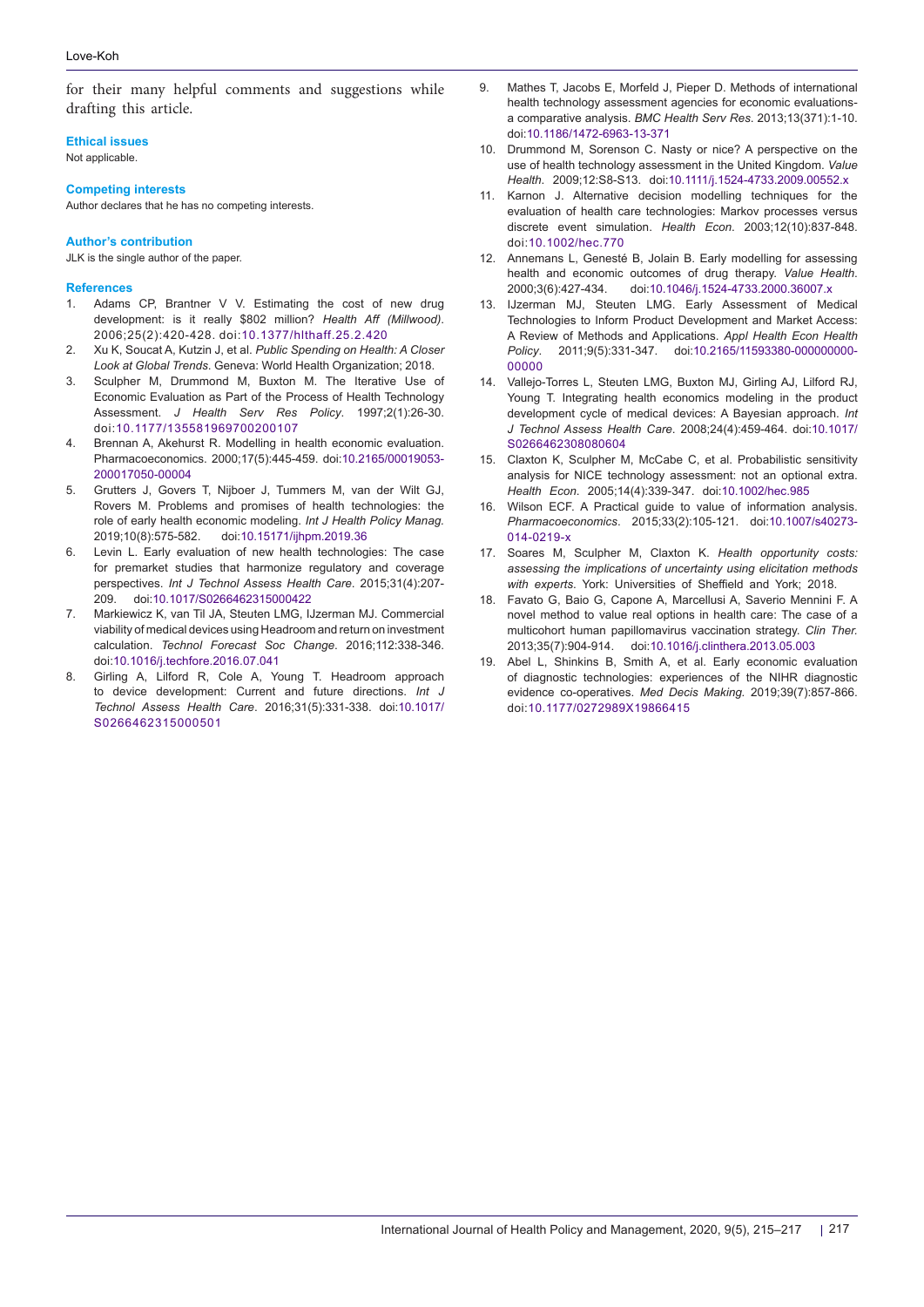for their many helpful comments and suggestions while drafting this article.

### Ethical issues

Not applicable.

### Competing interests

Author declares that he has no competing interests.

### Author's contribution

JLK is the single author of the paper.

### References

1. Adams CP, Brantner V V. Estimating the cost of new drug development: is it really $802 million? *Health Aff (Millwood)*. 2006;25(2):420-428. doi:10.1377/hlthaff.25.2.420
2. Xu K, Soucat A, Kutzin J, et al. *Public Spending on Health: A Closer Look at Global Trends*. Geneva: World Health Organization; 2018.
3. Sculpher M, Drummond M, Buxton M. The Iterative Use of Economic Evaluation as Part of the Process of Health Technology Assessment. *J Health Serv Res Policy*. 1997;2(1):26-30. doi:10.1177/135581969700200107
4. Brennan A, Akehurst R. Modelling in health economic evaluation. Pharmacoeconomics. 2000;17(5):445-459. doi:10.2165/00019053-200017050-00004
5. Grutters J, Govers T, Nijboer J, Tummers M, van der Wilt GJ, Rovers M. Problems and promises of health technologies: the role of early health economic modeling. *Int J Health Policy Manag.* 2019;10(8):575-582. doi:10.15171/ijhpm.2019.36
6. Levin L. Early evaluation of new health technologies: The case for premarket studies that harmonize regulatory and coverage perspectives. *Int J Technol Assess Health Care*. 2015;31(4):207-209. doi:10.1017/S0266462315000422
7. Markiewicz K, van Til JA, Steuten LMG, IJzerman MJ. Commercial viability of medical devices using Headroom and return on investment calculation. *Technol Forecast Soc Change*. 2016;112:338-346. doi:10.1016/j.techfore.2016.07.041
8. Girling A, Lilford R, Cole A, Young T. Headroom approach to device development: Current and future directions. *Int J Technol Assess Health Care*. 2016;31(5):331-338. doi:10.1017/S0266462315000501
9. Mathes T, Jacobs E, Morfeld J, Pieper D. Methods of international health technology assessment agencies for economic evaluations- a comparative analysis. *BMC Health Serv Res*. 2013;13(371):1-10. doi:10.1186/1472-6963-13-371
10. Drummond M, Sorenson C. Nasty or nice? A perspective on the use of health technology assessment in the United Kingdom. *Value Health*. 2009;12:S8-S13. doi:10.1111/j.1524-4733.2009.00552.x
11. Karnon J. Alternative decision modelling techniques for the evaluation of health care technologies: Markov processes versus discrete event simulation. *Health Econ*. 2003;12(10):837-848. doi:10.1002/hec.770
12. Annemans L, Genesté B, Jolain B. Early modelling for assessing health and economic outcomes of drug therapy. *Value Health*. 2000;3(6):427-434. doi:10.1046/j.1524-4733.2000.36007.x
13. IJzerman MJ, Steuten LMG. Early Assessment of Medical Technologies to Inform Product Development and Market Access: A Review of Methods and Applications. *Appl Health Econ Health Policy*. 2011;9(5):331-347. doi:10.2165/11593380-000000000-00000
14. Vallejo-Torres L, Steuten LMG, Buxton MJ, Girling AJ, Lilford RJ, Young T. Integrating health economics modeling in the product development cycle of medical devices: A Bayesian approach. *Int J Technol Assess Health Care*. 2008;24(4):459-464. doi:10.1017/S0266462308080604
15. Claxton K, Sculpher M, McCabe C, et al. Probabilistic sensitivity analysis for NICE technology assessment: not an optional extra. *Health Econ*. 2005;14(4):339-347. doi:10.1002/hec.985
16. Wilson ECF. A Practical guide to value of information analysis. *Pharmacoeconomics*. 2015;33(2):105-121. doi:10.1007/s40273-014-0219-x
17. Soares M, Sculpher M, Claxton K. *Health opportunity costs: assessing the implications of uncertainty using elicitation methods with experts*. York: Universities of Sheffield and York; 2018.
18. Favato G, Baio G, Capone A, Marcellusi A, Saverio Mennini F. A novel method to value real options in health care: The case of a multicohort human papillomavirus vaccination strategy. *Clin Ther.* 2013;35(7):904-914. doi:10.1016/j.clinthera.2013.05.003
19. Abel L, Shinkins B, Smith A, et al. Early economic evaluation of diagnostic technologies: experiences of the NIHR diagnostic evidence co-operatives. *Med Decis Making.* 2019;39(7):857-866. doi:10.1177/0272989X19866415